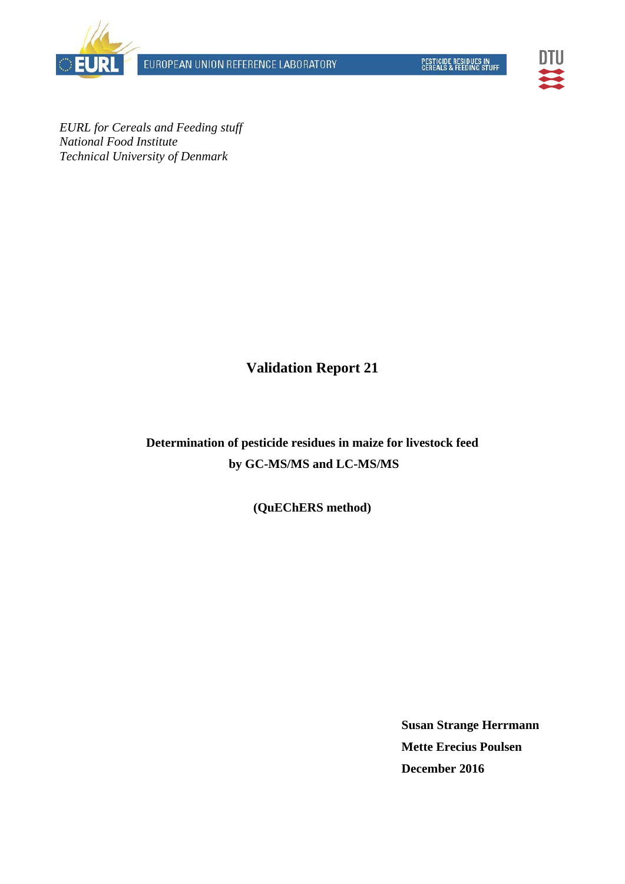*EURL for Cereals and Feeding stuff*
*National Food Institute*
*Technical University of Denmark*

# Validation Report 21

**Determination of pesticide residues in maize for livestock feed by GC-MS/MS and LC-MS/MS**

**(QuEChERS method)**

**Susan Strange Herrmann**
**Mette Erecius Poulsen**
**December 2016**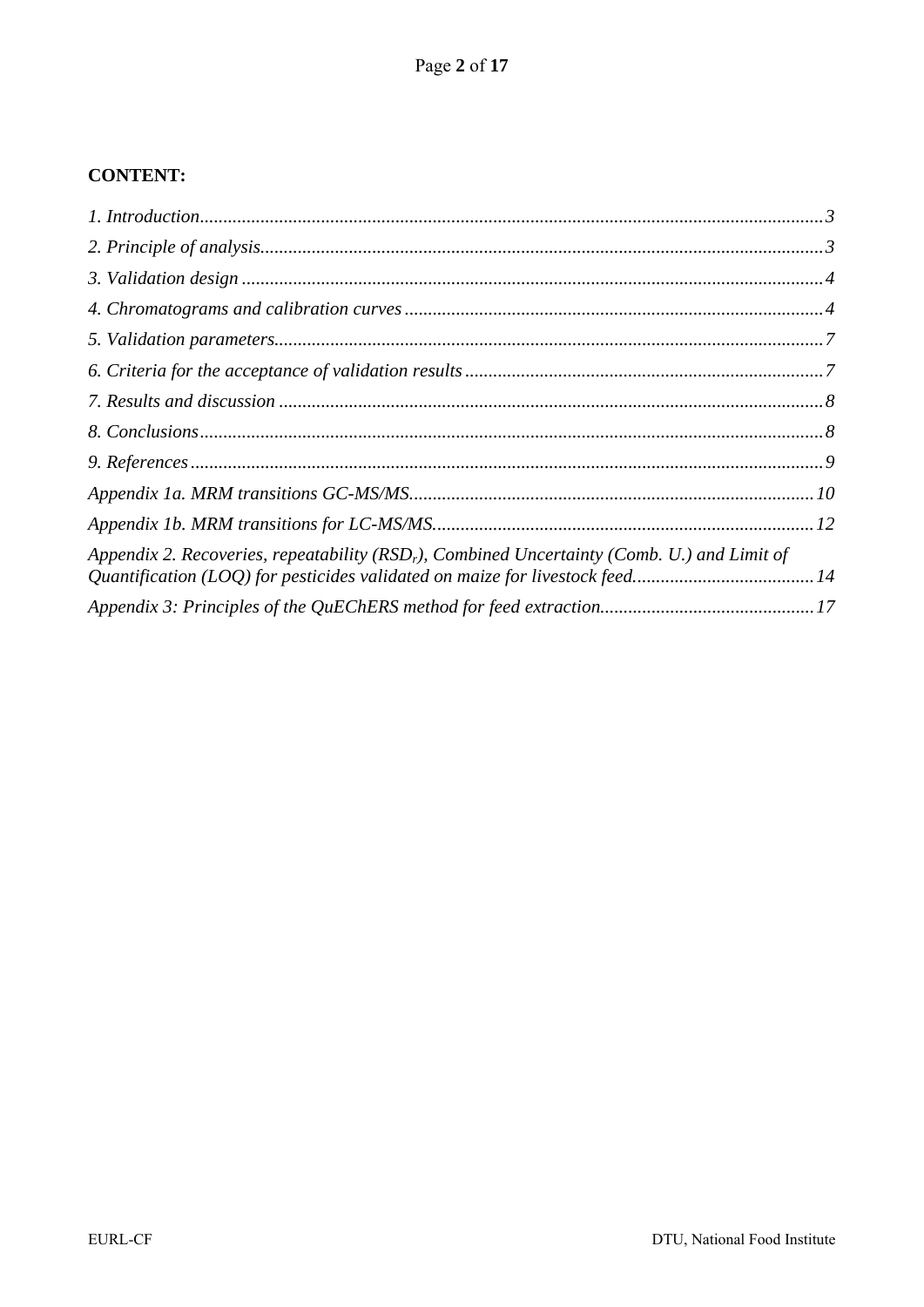**CONTENT:**

*1. Introduction*....................................................................................................................................*3*

*2. Principle of analysis*.......................................................................................................................*3*

*3. Validation design* ...........................................................................................................................*4*

*4. Chromatograms and calibration curves* .........................................................................................*4*

*5. Validation parameters*.....................................................................................................................*7*

*6. Criteria for the acceptance of validation results* ............................................................................*7*

*7. Results and discussion* ...................................................................................................................*8*

*8. Conclusions*.....................................................................................................................................*8*

*9. References*......................................................................................................................................*9*

*Appendix 1a. MRM transitions GC-MS/MS*......................................................................................*10*

*Appendix 1b. MRM transitions for LC-MS/MS*.................................................................................*12*

*Appendix 2. Recoveries, repeatability ($RSD_r$), Combined Uncertainty (Comb. U.) and Limit of Quantification (LOQ) for pesticides validated on maize for livestock feed*.......................................*14*

*Appendix 3: Principles of the QuEChERS method for feed extraction*.............................................*17*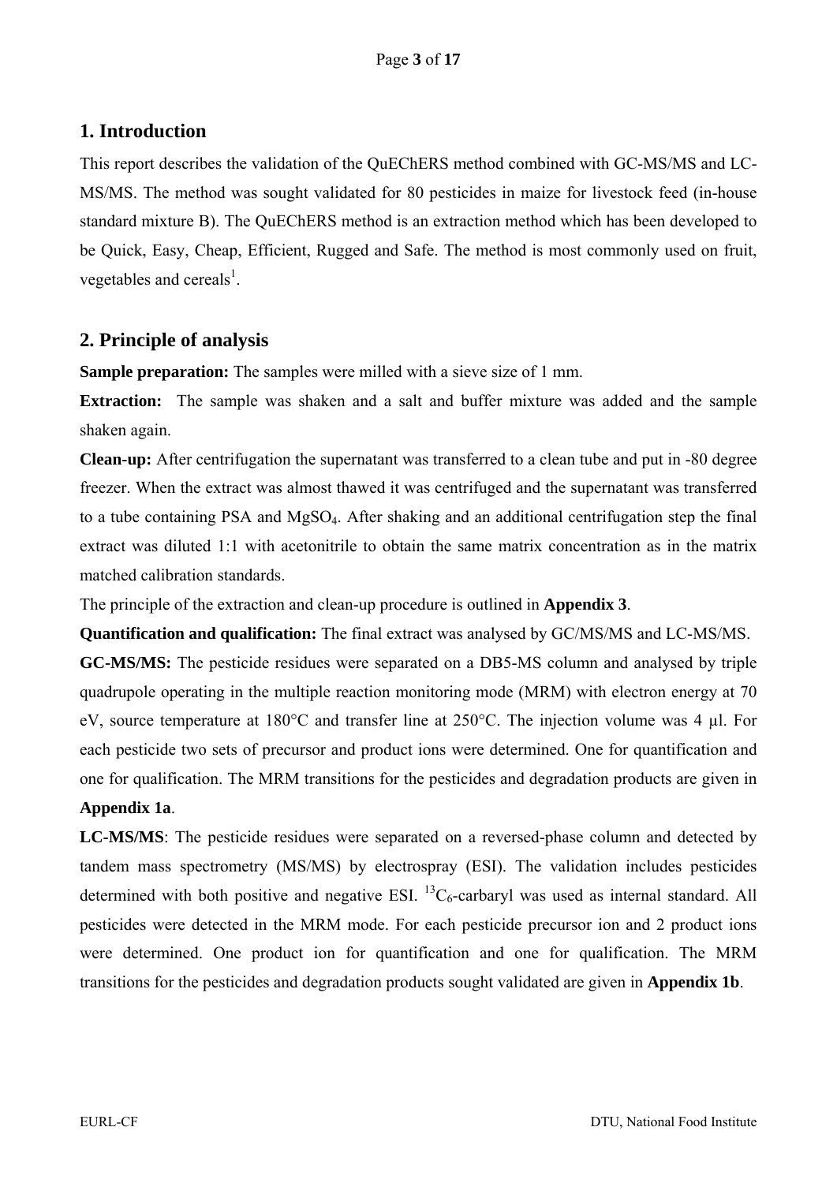## 1. Introduction

This report describes the validation of the QuEChERS method combined with GC-MS/MS and LC-MS/MS. The method was sought validated for 80 pesticides in maize for livestock feed (in-house standard mixture B). The QuEChERS method is an extraction method which has been developed to be Quick, Easy, Cheap, Efficient, Rugged and Safe. The method is most commonly used on fruit, vegetables and cereals[1].

## 2. Principle of analysis

**Sample preparation:** The samples were milled with a sieve size of 1 mm.

**Extraction:** The sample was shaken and a salt and buffer mixture was added and the sample shaken again.

**Clean-up:** After centrifugation the supernatant was transferred to a clean tube and put in -80 degree freezer. When the extract was almost thawed it was centrifuged and the supernatant was transferred to a tube containing PSA and $MgSO_4$. After shaking and an additional centrifugation step the final extract was diluted 1:1 with acetonitrile to obtain the same matrix concentration as in the matrix matched calibration standards.

The principle of the extraction and clean-up procedure is outlined in **Appendix 3**.

**Quantification and qualification:** The final extract was analysed by GC/MS/MS and LC-MS/MS.

**GC-MS/MS:** The pesticide residues were separated on a DB5-MS column and analysed by triple quadrupole operating in the multiple reaction monitoring mode (MRM) with electron energy at 70 eV, source temperature at 180°C and transfer line at 250°C. The injection volume was 4 µl. For each pesticide two sets of precursor and product ions were determined. One for quantification and one for qualification. The MRM transitions for the pesticides and degradation products are given in **Appendix 1a**.

**LC-MS/MS**: The pesticide residues were separated on a reversed-phase column and detected by tandem mass spectrometry (MS/MS) by electrospray (ESI). The validation includes pesticides determined with both positive and negative ESI. $^{13}C_6$-carbaryl was used as internal standard. All pesticides were detected in the MRM mode. For each pesticide precursor ion and 2 product ions were determined. One product ion for quantification and one for qualification. The MRM transitions for the pesticides and degradation products sought validated are given in **Appendix 1b**.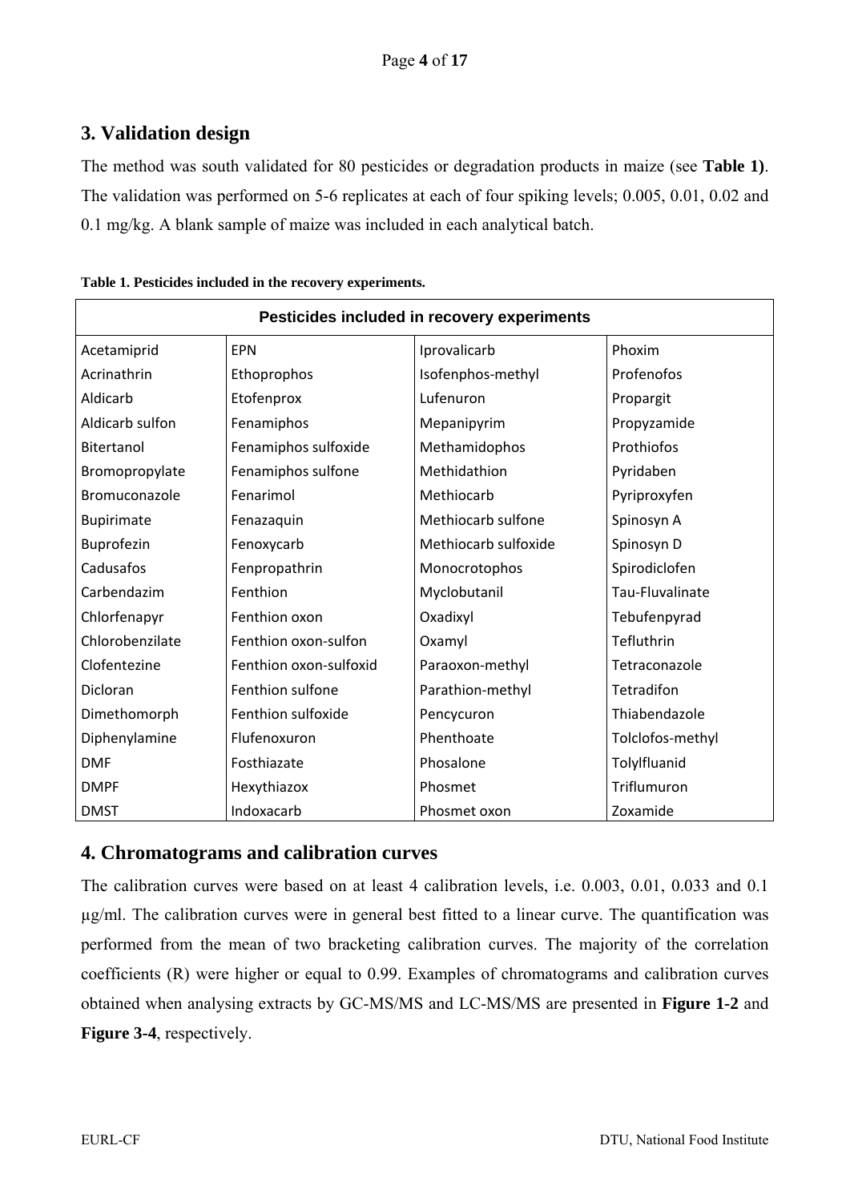## 3. Validation design

The method was south validated for 80 pesticides or degradation products in maize (see **Table 1)**. The validation was performed on 5-6 replicates at each of four spiking levels; 0.005, 0.01, 0.02 and 0.1 mg/kg. A blank sample of maize was included in each analytical batch.

**Table 1. Pesticides included in the recovery experiments.**

| Pesticides included in recovery experiments | | | |
|---|---|---|---|
| Acetamiprid | EPN | Iprovalicarb | Phoxim |
| Acrinathrin | Ethoprophos | Isofenphos-methyl | Profenofos |
| Aldicarb | Etofenprox | Lufenuron | Propargit |
| Aldicarb sulfon | Fenamiphos | Mepanipyrim | Propyzamide |
| Bitertanol | Fenamiphos sulfoxide | Methamidophos | Prothiofos |
| Bromopropylate | Fenamiphos sulfone | Methidathion | Pyridaben |
| Bromuconazole | Fenarimol | Methiocarb | Pyriproxyfen |
| Bupirimate | Fenazaquin | Methiocarb sulfone | Spinosyn A |
| Buprofezin | Fenoxycarb | Methiocarb sulfoxide | Spinosyn D |
| Cadusafos | Fenpropathrin | Monocrotophos | Spirodiclofen |
| Carbendazim | Fenthion | Myclobutanil | Tau-Fluvalinate |
| Chlorfenapyr | Fenthion oxon | Oxadixyl | Tebufenpyrad |
| Chlorobenzilate | Fenthion oxon-sulfon | Oxamyl | Tefluthrin |
| Clofentezine | Fenthion oxon-sulfoxid | Paraoxon-methyl | Tetraconazole |
| Dicloran | Fenthion sulfone | Parathion-methyl | Tetradifon |
| Dimethomorph | Fenthion sulfoxide | Pencycuron | Thiabendazole |
| Diphenylamine | Flufenoxuron | Phenthoate | Tolclofos-methyl |
| DMF | Fosthiazate | Phosalone | Tolylfluanid |
| DMPF | Hexythiazox | Phosmet | Triflumuron |
| DMST | Indoxacarb | Phosmet oxon | Zoxamide |

## 4. Chromatograms and calibration curves

The calibration curves were based on at least 4 calibration levels, i.e. 0.003, 0.01, 0.033 and 0.1 μg/ml. The calibration curves were in general best fitted to a linear curve. The quantification was performed from the mean of two bracketing calibration curves. The majority of the correlation coefficients (R) were higher or equal to 0.99. Examples of chromatograms and calibration curves obtained when analysing extracts by GC-MS/MS and LC-MS/MS are presented in **Figure 1-2** and **Figure 3-4**, respectively.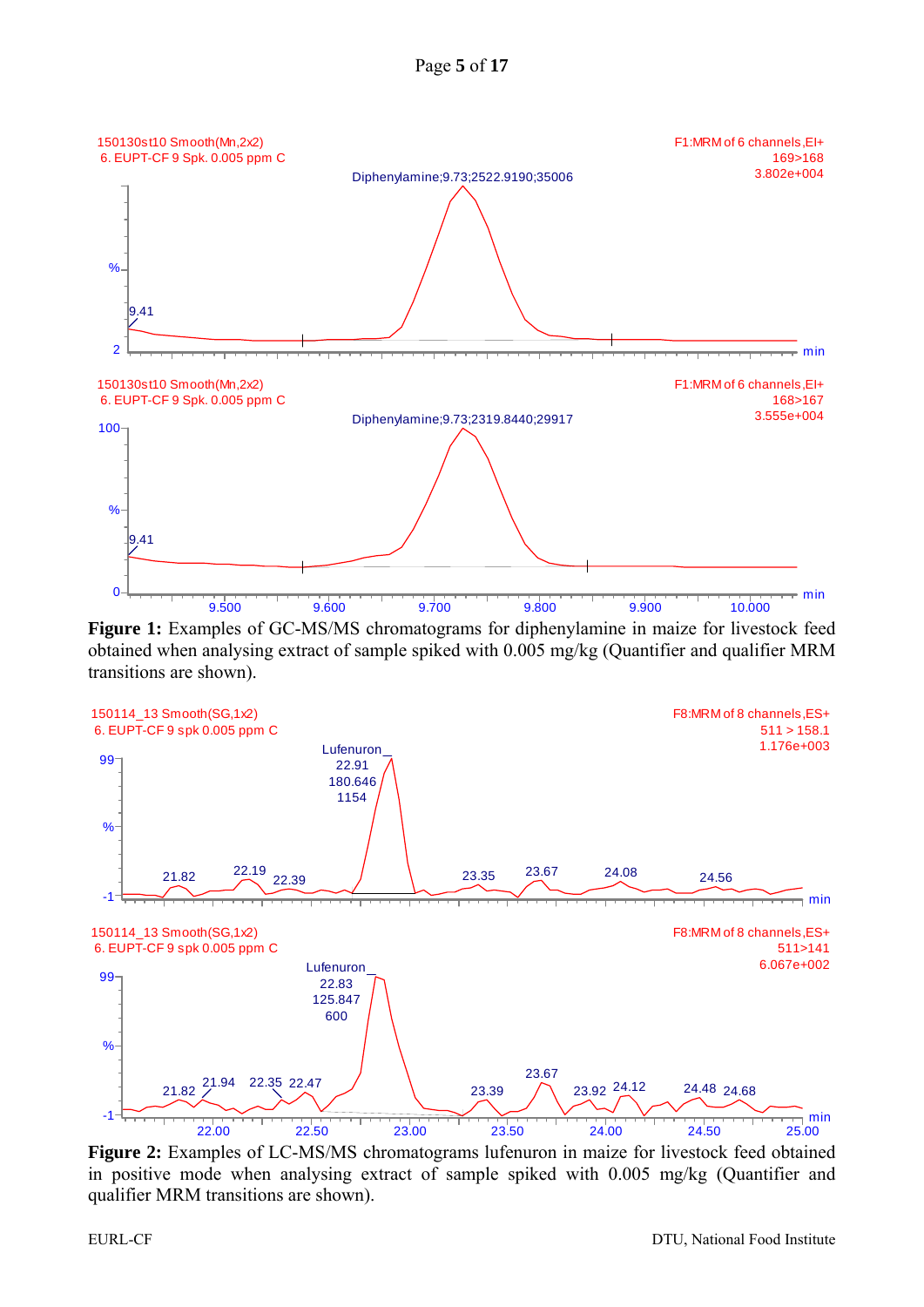Figure 1: Examples of GC-MS/MS chromatograms for diphenylamine in maize for livestock feed obtained when analysing extract of sample spiked with 0.005 mg/kg (Quantifier and qualifier MRM transitions are shown).

Figure 2: Examples of LC-MS/MS chromatograms lufenuron in maize for livestock feed obtained in positive mode when analysing extract of sample spiked with 0.005 mg/kg (Quantifier and qualifier MRM transitions are shown).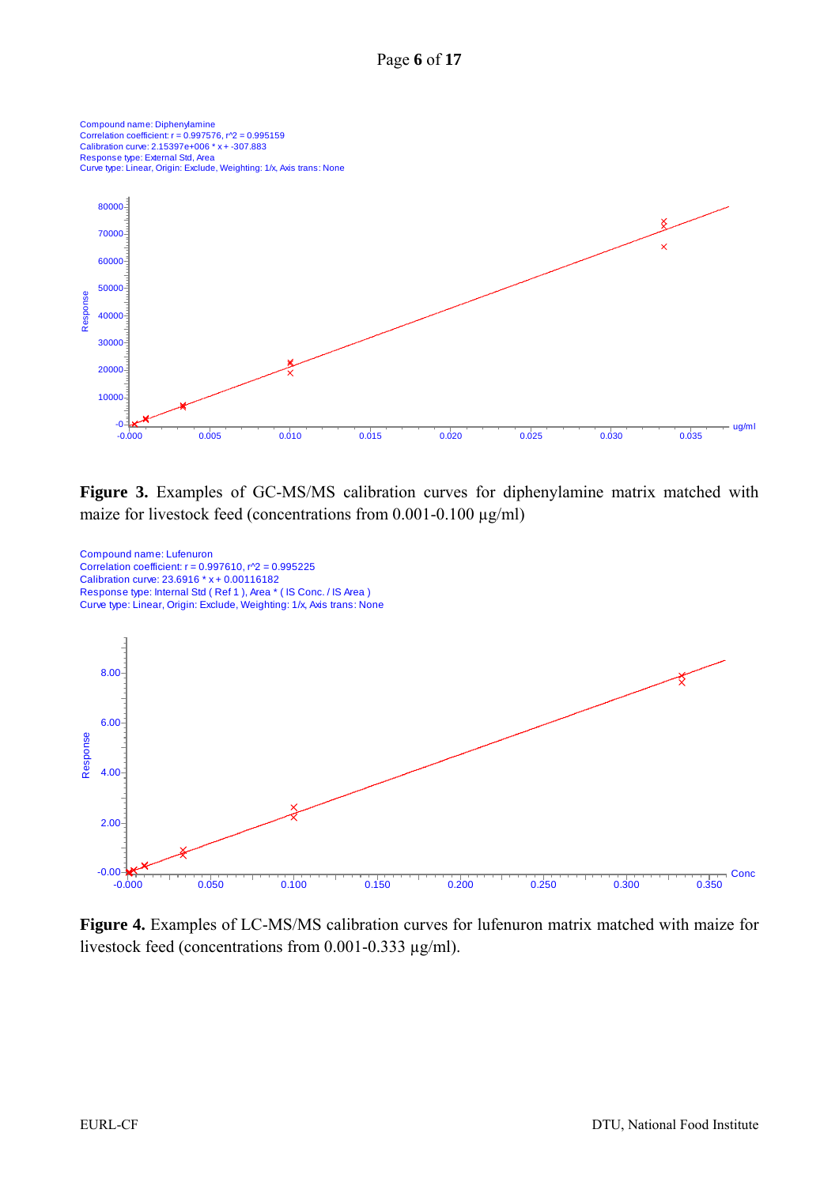Compound name: Diphenylamine
Correlation coefficient: r = 0.997576, r^2 = 0.995159
Calibration curve: 2.15397e+006 * x + -307.883
Response type: External Std, Area
Curve type: Linear, Origin: Exclude, Weighting: 1/x, Axis trans: None

**Figure 3.** Examples of GC-MS/MS calibration curves for diphenylamine matrix matched with maize for livestock feed (concentrations from 0.001-0.100 µg/ml)

Compound name: Lufenuron
Correlation coefficient: r = 0.997610, r^2 = 0.995225
Calibration curve: 23.6916 * x + 0.00116182
Response type: Internal Std ( Ref 1 ), Area * ( IS Conc. / IS Area )
Curve type: Linear, Origin: Exclude, Weighting: 1/x, Axis trans: None

**Figure 4.** Examples of LC-MS/MS calibration curves for lufenuron matrix matched with maize for livestock feed (concentrations from 0.001-0.333 µg/ml).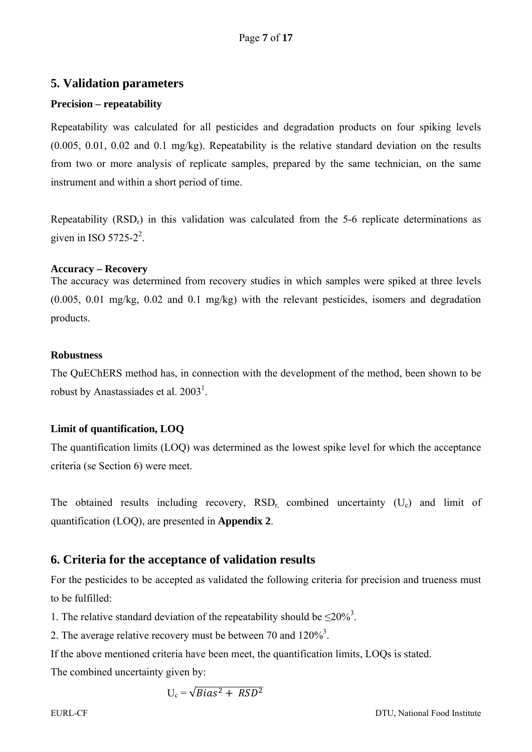## 5. Validation parameters

**Precision – repeatability**

Repeatability was calculated for all pesticides and degradation products on four spiking levels (0.005, 0.01, 0.02 and 0.1 mg/kg). Repeatability is the relative standard deviation on the results from two or more analysis of replicate samples, prepared by the same technician, on the same instrument and within a short period of time.

Repeatability ($RSD_r$) in this validation was calculated from the 5-6 replicate determinations as given in ISO 5725-2[2].

**Accuracy – Recovery**

The accuracy was determined from recovery studies in which samples were spiked at three levels (0.005, 0.01 mg/kg, 0.02 and 0.1 mg/kg) with the relevant pesticides, isomers and degradation products.

**Robustness**

The QuEChERS method has, in connection with the development of the method, been shown to be robust by Anastassiades et al. 2003[1].

**Limit of quantification, LOQ**

The quantification limits (LOQ) was determined as the lowest spike level for which the acceptance criteria (se Section 6) were meet.

The obtained results including recovery, $RSD_r$, combined uncertainty ($U_c$) and limit of quantification (LOQ), are presented in **Appendix 2**.

## 6. Criteria for the acceptance of validation results

For the pesticides to be accepted as validated the following criteria for precision and trueness must to be fulfilled:

1. The relative standard deviation of the repeatability should be ≤20%[3].
2. The average relative recovery must be between 70 and 120%[3].

If the above mentioned criteria have been meet, the quantification limits, LOQs is stated.

The combined uncertainty given by:

$$U_c = \sqrt{Bias^2 + RSD^2}$$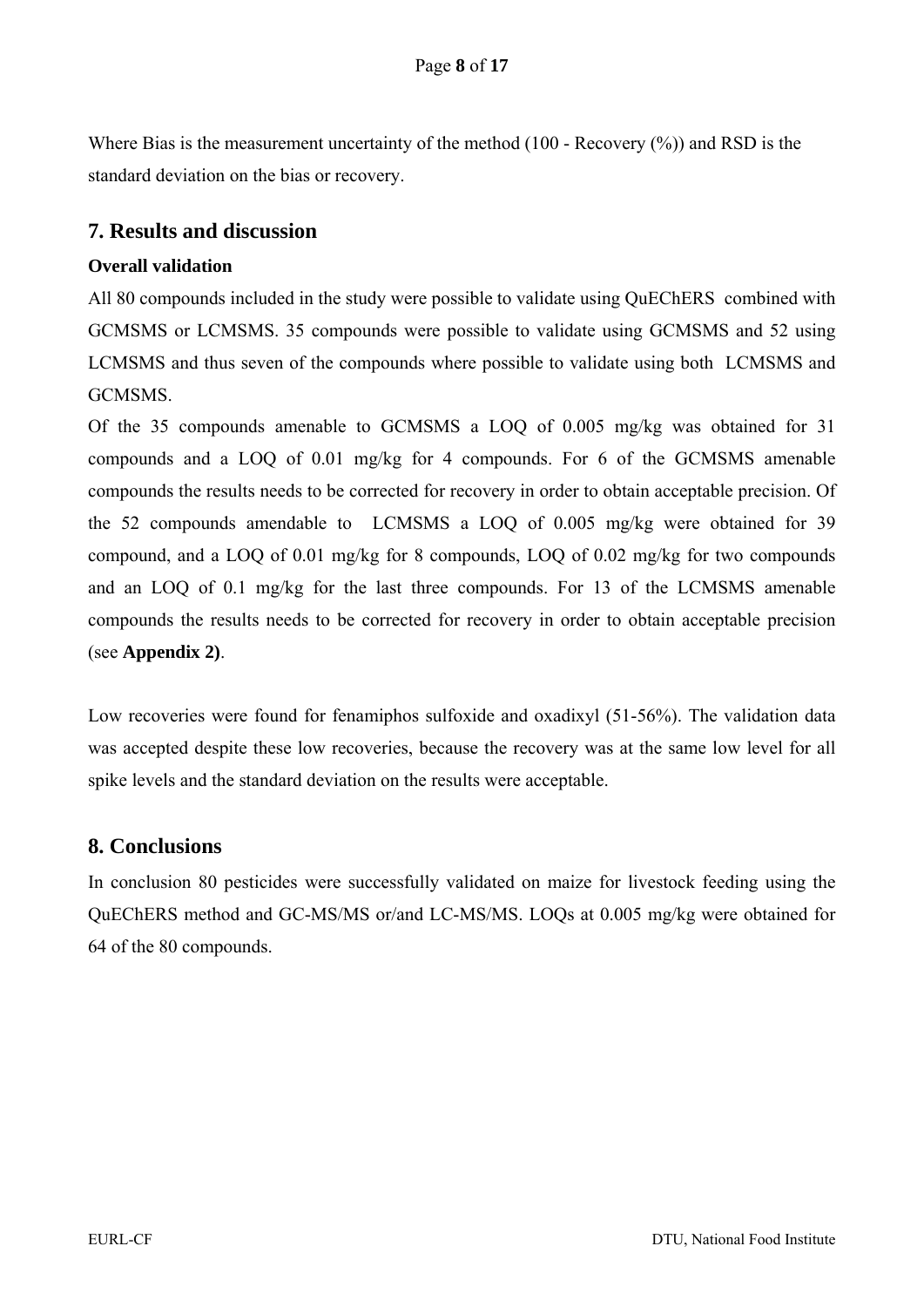Where Bias is the measurement uncertainty of the method (100 - Recovery (%)) and RSD is the standard deviation on the bias or recovery.

## 7. Results and discussion

**Overall validation**

All 80 compounds included in the study were possible to validate using QuEChERS combined with GCMSMS or LCMSMS. 35 compounds were possible to validate using GCMSMS and 52 using LCMSMS and thus seven of the compounds where possible to validate using both LCMSMS and GCMSMS.

Of the 35 compounds amenable to GCMSMS a LOQ of 0.005 mg/kg was obtained for 31 compounds and a LOQ of 0.01 mg/kg for 4 compounds. For 6 of the GCMSMS amenable compounds the results needs to be corrected for recovery in order to obtain acceptable precision. Of the 52 compounds amendable to LCMSMS a LOQ of 0.005 mg/kg were obtained for 39 compound, and a LOQ of 0.01 mg/kg for 8 compounds, LOQ of 0.02 mg/kg for two compounds and an LOQ of 0.1 mg/kg for the last three compounds. For 13 of the LCMSMS amenable compounds the results needs to be corrected for recovery in order to obtain acceptable precision (see **Appendix 2)**.

Low recoveries were found for fenamiphos sulfoxide and oxadixyl (51-56%). The validation data was accepted despite these low recoveries, because the recovery was at the same low level for all spike levels and the standard deviation on the results were acceptable.

## 8. Conclusions

In conclusion 80 pesticides were successfully validated on maize for livestock feeding using the QuEChERS method and GC-MS/MS or/and LC-MS/MS. LOQs at 0.005 mg/kg were obtained for 64 of the 80 compounds.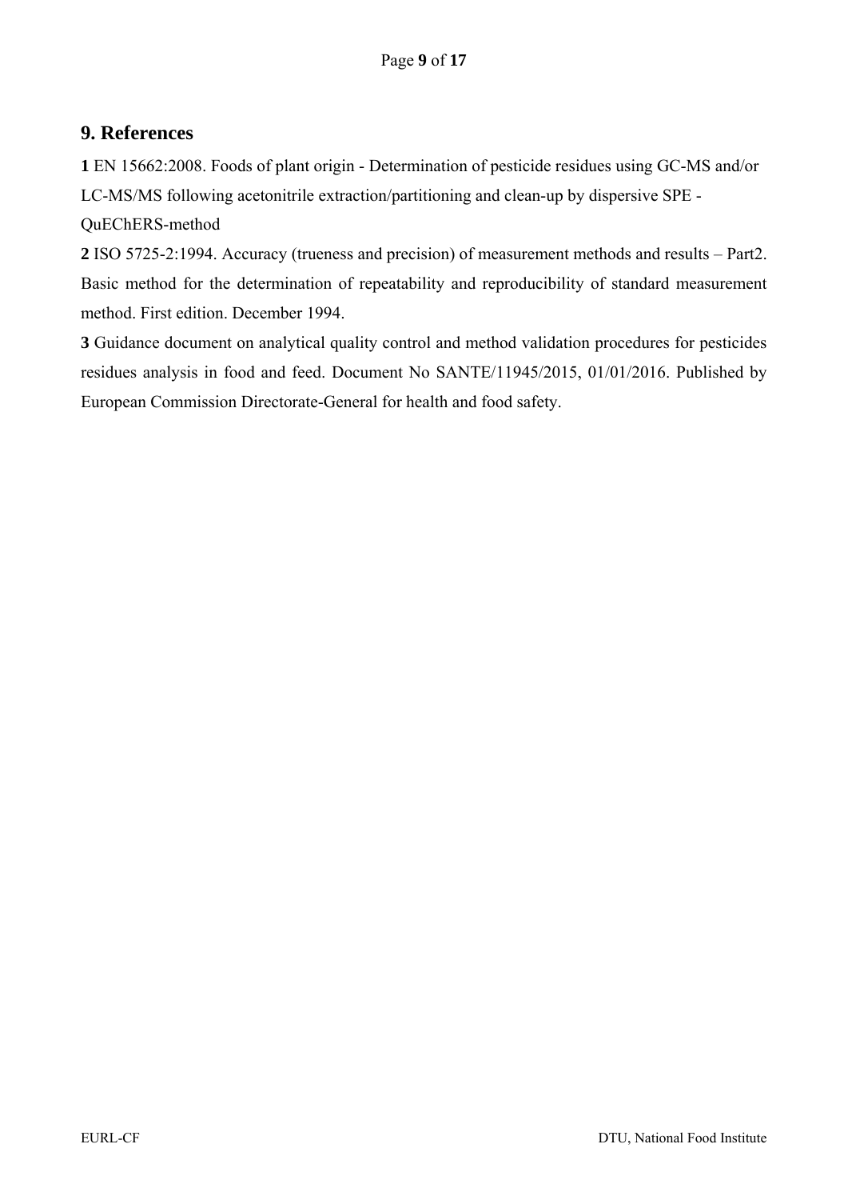## 9. References

**1** EN 15662:2008. Foods of plant origin - Determination of pesticide residues using GC-MS and/or LC-MS/MS following acetonitrile extraction/partitioning and clean-up by dispersive SPE - QuEChERS-method

**2** ISO 5725-2:1994. Accuracy (trueness and precision) of measurement methods and results – Part2. Basic method for the determination of repeatability and reproducibility of standard measurement method. First edition. December 1994.

**3** Guidance document on analytical quality control and method validation procedures for pesticides residues analysis in food and feed. Document No SANTE/11945/2015, 01/01/2016. Published by European Commission Directorate-General for health and food safety.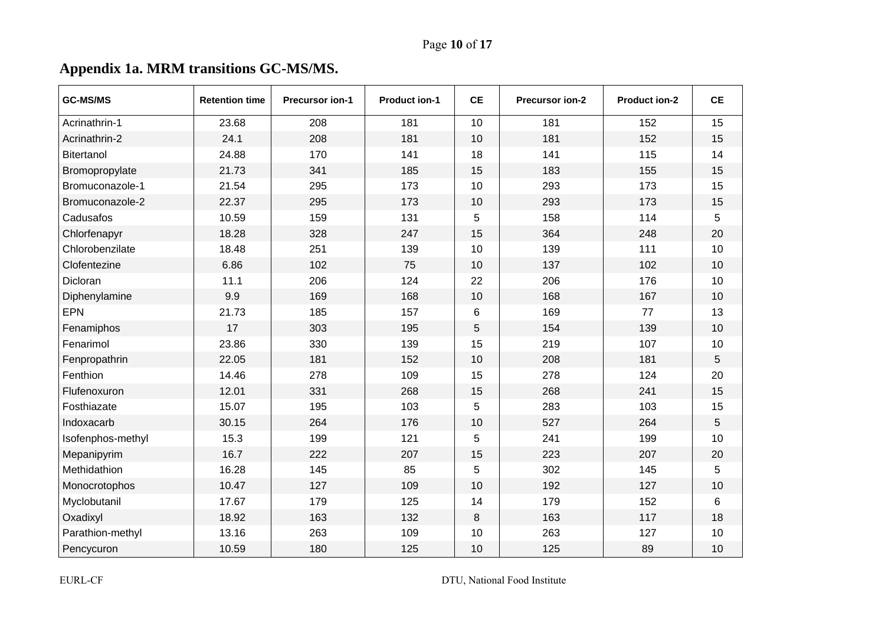## Appendix 1a. MRM transitions GC-MS/MS.

| GC-MS/MS | Retention time | Precursor ion-1 | Product ion-1 | CE | Precursor ion-2 | Product ion-2 | CE |
|---|---|---|---|---|---|---|---|
| Acrinathrin-1 | 23.68 | 208 | 181 | 10 | 181 | 152 | 15 |
| Acrinathrin-2 | 24.1 | 208 | 181 | 10 | 181 | 152 | 15 |
| Bitertanol | 24.88 | 170 | 141 | 18 | 141 | 115 | 14 |
| Bromopropylate | 21.73 | 341 | 185 | 15 | 183 | 155 | 15 |
| Bromuconazole-1 | 21.54 | 295 | 173 | 10 | 293 | 173 | 15 |
| Bromuconazole-2 | 22.37 | 295 | 173 | 10 | 293 | 173 | 15 |
| Cadusafos | 10.59 | 159 | 131 | 5 | 158 | 114 | 5 |
| Chlorfenapyr | 18.28 | 328 | 247 | 15 | 364 | 248 | 20 |
| Chlorobenzilate | 18.48 | 251 | 139 | 10 | 139 | 111 | 10 |
| Clofentezine | 6.86 | 102 | 75 | 10 | 137 | 102 | 10 |
| Dicloran | 11.1 | 206 | 124 | 22 | 206 | 176 | 10 |
| Diphenylamine | 9.9 | 169 | 168 | 10 | 168 | 167 | 10 |
| EPN | 21.73 | 185 | 157 | 6 | 169 | 77 | 13 |
| Fenamiphos | 17 | 303 | 195 | 5 | 154 | 139 | 10 |
| Fenarimol | 23.86 | 330 | 139 | 15 | 219 | 107 | 10 |
| Fenpropathrin | 22.05 | 181 | 152 | 10 | 208 | 181 | 5 |
| Fenthion | 14.46 | 278 | 109 | 15 | 278 | 124 | 20 |
| Flufenoxuron | 12.01 | 331 | 268 | 15 | 268 | 241 | 15 |
| Fosthiazate | 15.07 | 195 | 103 | 5 | 283 | 103 | 15 |
| Indoxacarb | 30.15 | 264 | 176 | 10 | 527 | 264 | 5 |
| Isofenphos-methyl | 15.3 | 199 | 121 | 5 | 241 | 199 | 10 |
| Mepanipyrim | 16.7 | 222 | 207 | 15 | 223 | 207 | 20 |
| Methidathion | 16.28 | 145 | 85 | 5 | 302 | 145 | 5 |
| Monocrotophos | 10.47 | 127 | 109 | 10 | 192 | 127 | 10 |
| Myclobutanil | 17.67 | 179 | 125 | 14 | 179 | 152 | 6 |
| Oxadixyl | 18.92 | 163 | 132 | 8 | 163 | 117 | 18 |
| Parathion-methyl | 13.16 | 263 | 109 | 10 | 263 | 127 | 10 |
| Pencycuron | 10.59 | 180 | 125 | 10 | 125 | 89 | 10 |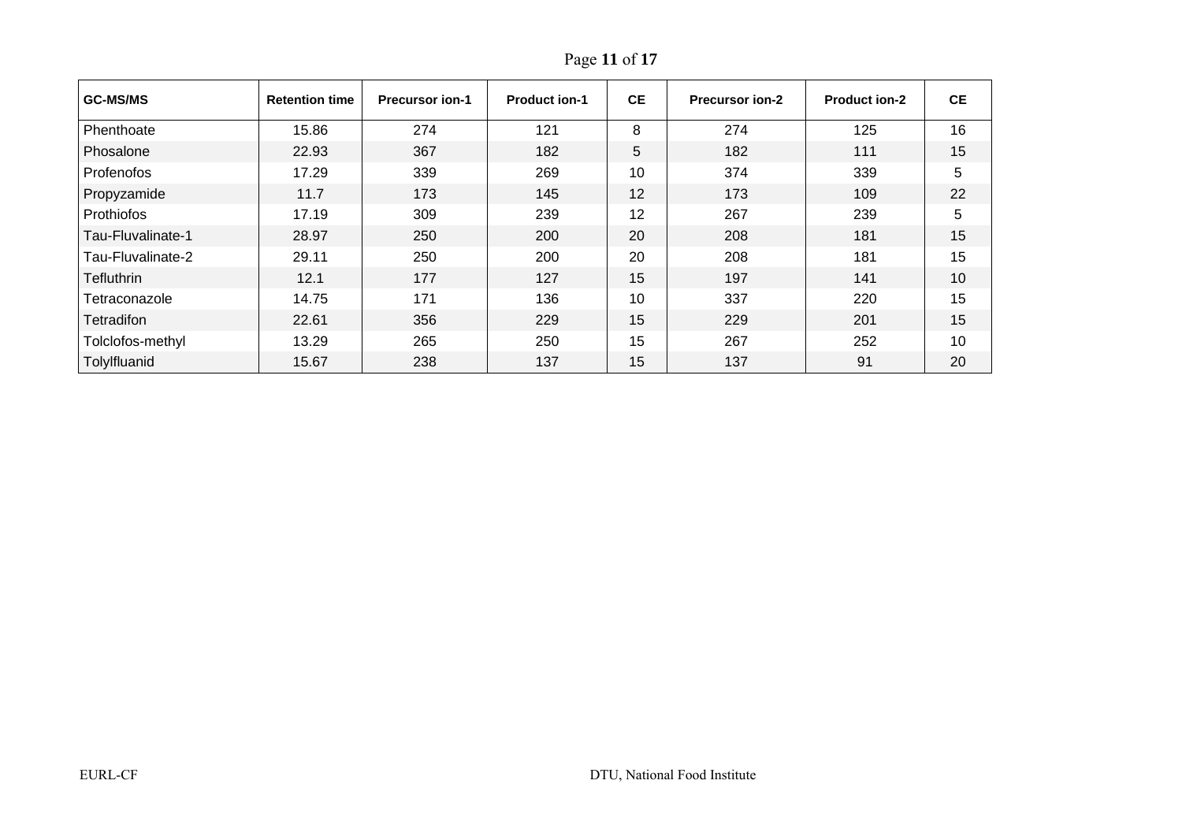| GC-MS/MS | Retention time | Precursor ion-1 | Product ion-1 | CE | Precursor ion-2 | Product ion-2 | CE |
|---|---|---|---|---|---|---|---|
| Phenthoate | 15.86 | 274 | 121 | 8 | 274 | 125 | 16 |
| Phosalone | 22.93 | 367 | 182 | 5 | 182 | 111 | 15 |
| Profenofos | 17.29 | 339 | 269 | 10 | 374 | 339 | 5 |
| Propyzamide | 11.7 | 173 | 145 | 12 | 173 | 109 | 22 |
| Prothiofos | 17.19 | 309 | 239 | 12 | 267 | 239 | 5 |
| Tau-Fluvalinate-1 | 28.97 | 250 | 200 | 20 | 208 | 181 | 15 |
| Tau-Fluvalinate-2 | 29.11 | 250 | 200 | 20 | 208 | 181 | 15 |
| Tefluthrin | 12.1 | 177 | 127 | 15 | 197 | 141 | 10 |
| Tetraconazole | 14.75 | 171 | 136 | 10 | 337 | 220 | 15 |
| Tetradifon | 22.61 | 356 | 229 | 15 | 229 | 201 | 15 |
| Tolclofos-methyl | 13.29 | 265 | 250 | 15 | 267 | 252 | 10 |
| Tolylfluanid | 15.67 | 238 | 137 | 15 | 137 | 91 | 20 |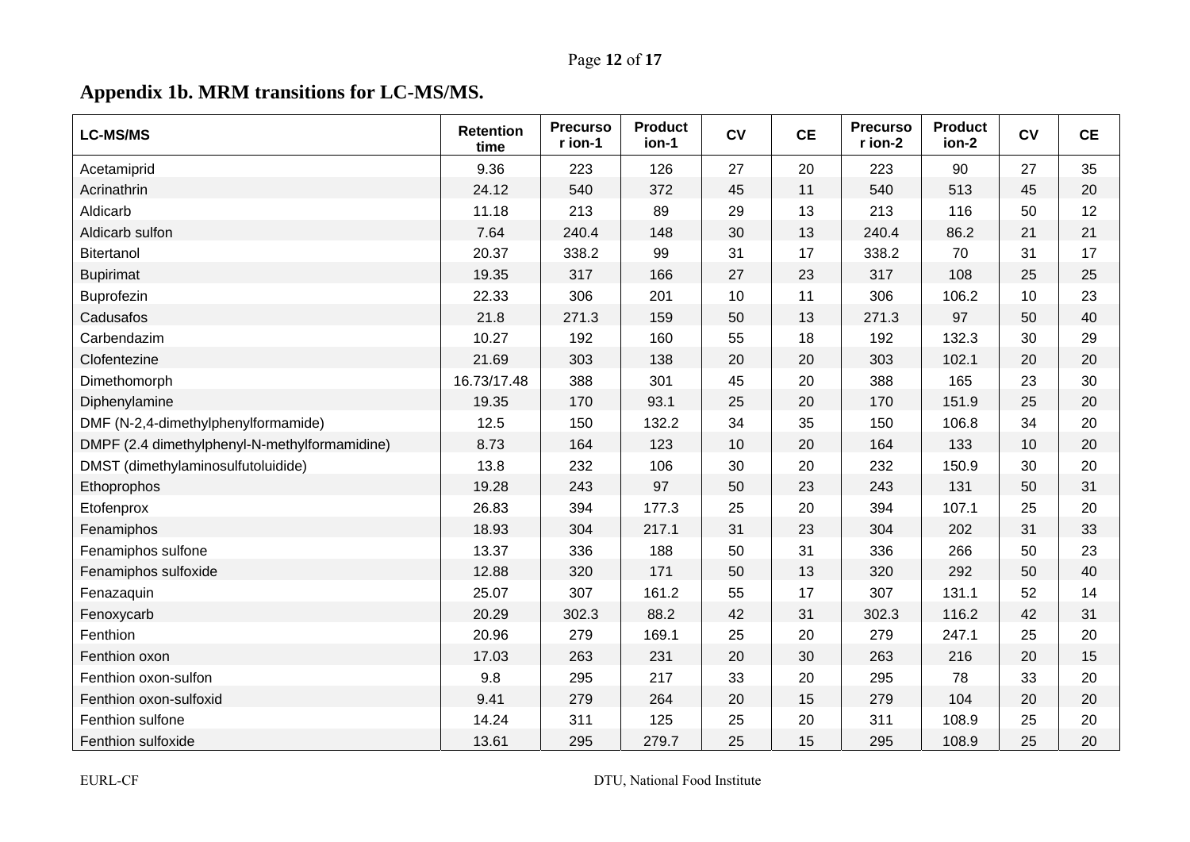## Appendix 1b. MRM transitions for LC-MS/MS.

| LC-MS/MS | Retention time | Precursor ion-1 | Product ion-1 | CV | CE | Precursor ion-2 | Product ion-2 | CV | CE |
|---|---|---|---|---|---|---|---|---|---|
| Acetamiprid | 9.36 | 223 | 126 | 27 | 20 | 223 | 90 | 27 | 35 |
| Acrinathrin | 24.12 | 540 | 372 | 45 | 11 | 540 | 513 | 45 | 20 |
| Aldicarb | 11.18 | 213 | 89 | 29 | 13 | 213 | 116 | 50 | 12 |
| Aldicarb sulfon | 7.64 | 240.4 | 148 | 30 | 13 | 240.4 | 86.2 | 21 | 21 |
| Bitertanol | 20.37 | 338.2 | 99 | 31 | 17 | 338.2 | 70 | 31 | 17 |
| Bupirimat | 19.35 | 317 | 166 | 27 | 23 | 317 | 108 | 25 | 25 |
| Buprofezin | 22.33 | 306 | 201 | 10 | 11 | 306 | 106.2 | 10 | 23 |
| Cadusafos | 21.8 | 271.3 | 159 | 50 | 13 | 271.3 | 97 | 50 | 40 |
| Carbendazim | 10.27 | 192 | 160 | 55 | 18 | 192 | 132.3 | 30 | 29 |
| Clofentezine | 21.69 | 303 | 138 | 20 | 20 | 303 | 102.1 | 20 | 20 |
| Dimethomorph | 16.73/17.48 | 388 | 301 | 45 | 20 | 388 | 165 | 23 | 30 |
| Diphenylamine | 19.35 | 170 | 93.1 | 25 | 20 | 170 | 151.9 | 25 | 20 |
| DMF (N-2,4-dimethylphenylformamide) | 12.5 | 150 | 132.2 | 34 | 35 | 150 | 106.8 | 34 | 20 |
| DMPF (2.4 dimethylphenyl-N-methylformamidine) | 8.73 | 164 | 123 | 10 | 20 | 164 | 133 | 10 | 20 |
| DMST (dimethylaminosulfutoluidide) | 13.8 | 232 | 106 | 30 | 20 | 232 | 150.9 | 30 | 20 |
| Ethoprophos | 19.28 | 243 | 97 | 50 | 23 | 243 | 131 | 50 | 31 |
| Etofenprox | 26.83 | 394 | 177.3 | 25 | 20 | 394 | 107.1 | 25 | 20 |
| Fenamiphos | 18.93 | 304 | 217.1 | 31 | 23 | 304 | 202 | 31 | 33 |
| Fenamiphos sulfone | 13.37 | 336 | 188 | 50 | 31 | 336 | 266 | 50 | 23 |
| Fenamiphos sulfoxide | 12.88 | 320 | 171 | 50 | 13 | 320 | 292 | 50 | 40 |
| Fenazaquin | 25.07 | 307 | 161.2 | 55 | 17 | 307 | 131.1 | 52 | 14 |
| Fenoxycarb | 20.29 | 302.3 | 88.2 | 42 | 31 | 302.3 | 116.2 | 42 | 31 |
| Fenthion | 20.96 | 279 | 169.1 | 25 | 20 | 279 | 247.1 | 25 | 20 |
| Fenthion oxon | 17.03 | 263 | 231 | 20 | 30 | 263 | 216 | 20 | 15 |
| Fenthion oxon-sulfon | 9.8 | 295 | 217 | 33 | 20 | 295 | 78 | 33 | 20 |
| Fenthion oxon-sulfoxid | 9.41 | 279 | 264 | 20 | 15 | 279 | 104 | 20 | 20 |
| Fenthion sulfone | 14.24 | 311 | 125 | 25 | 20 | 311 | 108.9 | 25 | 20 |
| Fenthion sulfoxide | 13.61 | 295 | 279.7 | 25 | 15 | 295 | 108.9 | 25 | 20 |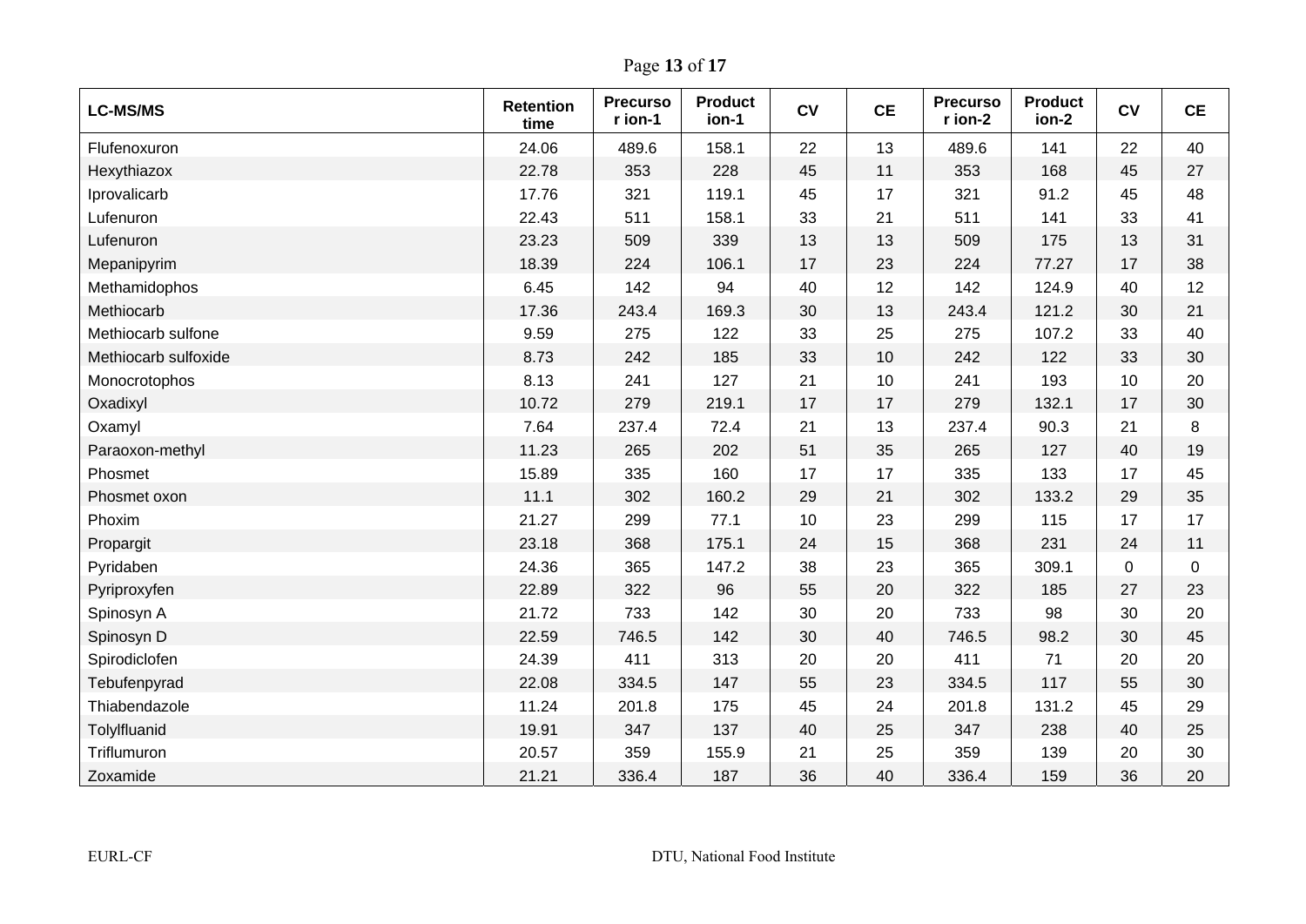| LC-MS/MS | Retention time | Precursor ion-1 | Product ion-1 | CV | CE | Precursor ion-2 | Product ion-2 | CV | CE |
|---|---|---|---|---|---|---|---|---|---|
| Flufenoxuron | 24.06 | 489.6 | 158.1 | 22 | 13 | 489.6 | 141 | 22 | 40 |
| Hexythiazox | 22.78 | 353 | 228 | 45 | 11 | 353 | 168 | 45 | 27 |
| Iprovalicarb | 17.76 | 321 | 119.1 | 45 | 17 | 321 | 91.2 | 45 | 48 |
| Lufenuron | 22.43 | 511 | 158.1 | 33 | 21 | 511 | 141 | 33 | 41 |
| Lufenuron | 23.23 | 509 | 339 | 13 | 13 | 509 | 175 | 13 | 31 |
| Mepanipyrim | 18.39 | 224 | 106.1 | 17 | 23 | 224 | 77.27 | 17 | 38 |
| Methamidophos | 6.45 | 142 | 94 | 40 | 12 | 142 | 124.9 | 40 | 12 |
| Methiocarb | 17.36 | 243.4 | 169.3 | 30 | 13 | 243.4 | 121.2 | 30 | 21 |
| Methiocarb sulfone | 9.59 | 275 | 122 | 33 | 25 | 275 | 107.2 | 33 | 40 |
| Methiocarb sulfoxide | 8.73 | 242 | 185 | 33 | 10 | 242 | 122 | 33 | 30 |
| Monocrotophos | 8.13 | 241 | 127 | 21 | 10 | 241 | 193 | 10 | 20 |
| Oxadixyl | 10.72 | 279 | 219.1 | 17 | 17 | 279 | 132.1 | 17 | 30 |
| Oxamyl | 7.64 | 237.4 | 72.4 | 21 | 13 | 237.4 | 90.3 | 21 | 8 |
| Paraoxon-methyl | 11.23 | 265 | 202 | 51 | 35 | 265 | 127 | 40 | 19 |
| Phosmet | 15.89 | 335 | 160 | 17 | 17 | 335 | 133 | 17 | 45 |
| Phosmet oxon | 11.1 | 302 | 160.2 | 29 | 21 | 302 | 133.2 | 29 | 35 |
| Phoxim | 21.27 | 299 | 77.1 | 10 | 23 | 299 | 115 | 17 | 17 |
| Propargit | 23.18 | 368 | 175.1 | 24 | 15 | 368 | 231 | 24 | 11 |
| Pyridaben | 24.36 | 365 | 147.2 | 38 | 23 | 365 | 309.1 | 0 | 0 |
| Pyriproxyfen | 22.89 | 322 | 96 | 55 | 20 | 322 | 185 | 27 | 23 |
| Spinosyn A | 21.72 | 733 | 142 | 30 | 20 | 733 | 98 | 30 | 20 |
| Spinosyn D | 22.59 | 746.5 | 142 | 30 | 40 | 746.5 | 98.2 | 30 | 45 |
| Spirodiclofen | 24.39 | 411 | 313 | 20 | 20 | 411 | 71 | 20 | 20 |
| Tebufenpyrad | 22.08 | 334.5 | 147 | 55 | 23 | 334.5 | 117 | 55 | 30 |
| Thiabendazole | 11.24 | 201.8 | 175 | 45 | 24 | 201.8 | 131.2 | 45 | 29 |
| Tolylfluanid | 19.91 | 347 | 137 | 40 | 25 | 347 | 238 | 40 | 25 |
| Triflumuron | 20.57 | 359 | 155.9 | 21 | 25 | 359 | 139 | 20 | 30 |
| Zoxamide | 21.21 | 336.4 | 187 | 36 | 40 | 336.4 | 159 | 36 | 20 |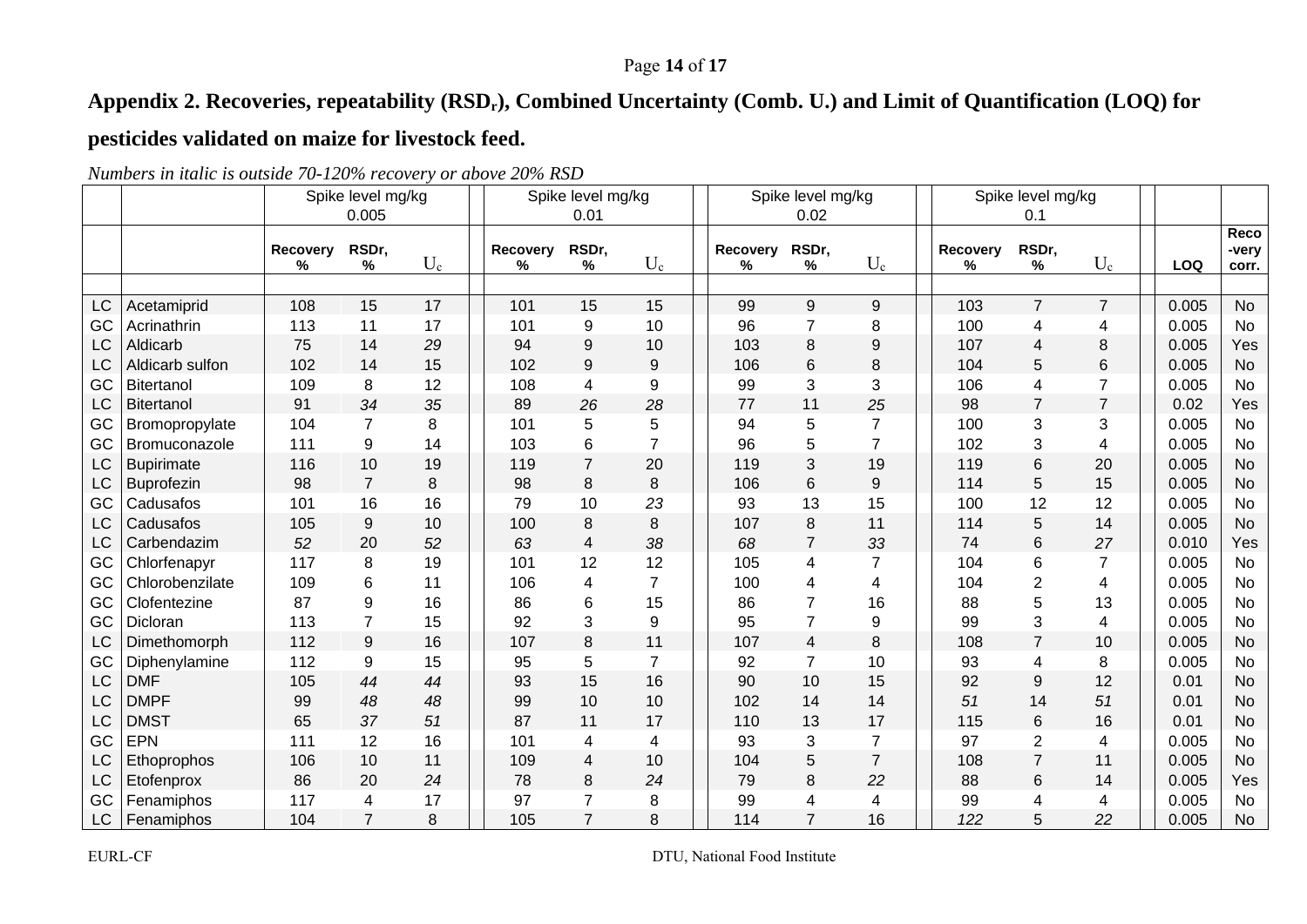**Appendix 2. Recoveries, repeatability ($RSD_r$), Combined Uncertainty (Comb. U.) and Limit of Quantification (LOQ) for pesticides validated on maize for livestock feed.**

*Numbers in italic is outside 70-120% recovery or above 20% RSD*

| | | Spike level mg/kg 0.005 | | | Spike level mg/kg 0.01 | | | Spike level mg/kg 0.02 | | | Spike level mg/kg 0.1 | | | | |
|---|---|---|---|---|---|---|---|---|---|---|---|---|---|---|---|
| | | Recovery % | RSDr, % | $U_c$ | Recovery % | RSDr, % | $U_c$ | Recovery % | RSDr, % | $U_c$ | Recovery % | RSDr, % | $U_c$ | LOQ | Reco-very corr. |
| LC | Acetamiprid | 108 | 15 | 17 | 101 | 15 | 15 | 99 | 9 | 9 | 103 | 7 | 7 | 0.005 | No |
| GC | Acrinathrin | 113 | 11 | 17 | 101 | 9 | 10 | 96 | 7 | 8 | 100 | 4 | 4 | 0.005 | No |
| LC | Aldicarb | 75 | 14 | *29* | 94 | 9 | 10 | 103 | 8 | 9 | 107 | 4 | 8 | 0.005 | Yes |
| LC | Aldicarb sulfon | 102 | 14 | 15 | 102 | 9 | 9 | 106 | 6 | 8 | 104 | 5 | 6 | 0.005 | No |
| GC | Bitertanol | 109 | 8 | 12 | 108 | 4 | 9 | 99 | 3 | 3 | 106 | 4 | 7 | 0.005 | No |
| LC | Bitertanol | 91 | *34* | *35* | 89 | *26* | *28* | 77 | 11 | *25* | 98 | 7 | 7 | 0.02 | Yes |
| GC | Bromopropylate | 104 | 7 | 8 | 101 | 5 | 5 | 94 | 5 | 7 | 100 | 3 | 3 | 0.005 | No |
| GC | Bromuconazole | 111 | 9 | 14 | 103 | 6 | 7 | 96 | 5 | 7 | 102 | 3 | 4 | 0.005 | No |
| LC | Bupirimate | 116 | 10 | 19 | 119 | 7 | 20 | 119 | 3 | 19 | 119 | 6 | 20 | 0.005 | No |
| LC | Buprofezin | 98 | 7 | 8 | 98 | 8 | 8 | 106 | 6 | 9 | 114 | 5 | 15 | 0.005 | No |
| GC | Cadusafos | 101 | 16 | 16 | 79 | 10 | *23* | 93 | 13 | 15 | 100 | 12 | 12 | 0.005 | No |
| LC | Cadusafos | 105 | 9 | 10 | 100 | 8 | 8 | 107 | 8 | 11 | 114 | 5 | 14 | 0.005 | No |
| LC | Carbendazim | *52* | 20 | *52* | *63* | 4 | *38* | *68* | 7 | *33* | 74 | 6 | *27* | 0.010 | Yes |
| GC | Chlorfenapyr | 117 | 8 | 19 | 101 | 12 | 12 | 105 | 4 | 7 | 104 | 6 | 7 | 0.005 | No |
| GC | Chlorobenzilate | 109 | 6 | 11 | 106 | 4 | 7 | 100 | 4 | 4 | 104 | 2 | 4 | 0.005 | No |
| GC | Clofentezine | 87 | 9 | 16 | 86 | 6 | 15 | 86 | 7 | 16 | 88 | 5 | 13 | 0.005 | No |
| GC | Dicloran | 113 | 7 | 15 | 92 | 3 | 9 | 95 | 7 | 9 | 99 | 3 | 4 | 0.005 | No |
| LC | Dimethomorph | 112 | 9 | 16 | 107 | 8 | 11 | 107 | 4 | 8 | 108 | 7 | 10 | 0.005 | No |
| GC | Diphenylamine | 112 | 9 | 15 | 95 | 5 | 7 | 92 | 7 | 10 | 93 | 4 | 8 | 0.005 | No |
| LC | DMF | 105 | *44* | *44* | 93 | 15 | 16 | 90 | 10 | 15 | 92 | 9 | 12 | 0.01 | No |
| LC | DMPF | 99 | *48* | *48* | 99 | 10 | 10 | 102 | 14 | 14 | *51* | 14 | *51* | 0.01 | No |
| LC | DMST | 65 | *37* | *51* | 87 | 11 | 17 | 110 | 13 | 17 | 115 | 6 | 16 | 0.01 | No |
| GC | EPN | 111 | 12 | 16 | 101 | 4 | 4 | 93 | 3 | 7 | 97 | 2 | 4 | 0.005 | No |
| LC | Ethoprophos | 106 | 10 | 11 | 109 | 4 | 10 | 104 | 5 | 7 | 108 | 7 | 11 | 0.005 | No |
| LC | Etofenprox | 86 | 20 | *24* | 78 | 8 | *24* | 79 | 8 | *22* | 88 | 6 | 14 | 0.005 | Yes |
| GC | Fenamiphos | 117 | 4 | 17 | 97 | 7 | 8 | 99 | 4 | 4 | 99 | 4 | 4 | 0.005 | No |
| LC | Fenamiphos | 104 | 7 | 8 | 105 | 7 | 8 | 114 | 7 | 16 | *122* | 5 | *22* | 0.005 | No |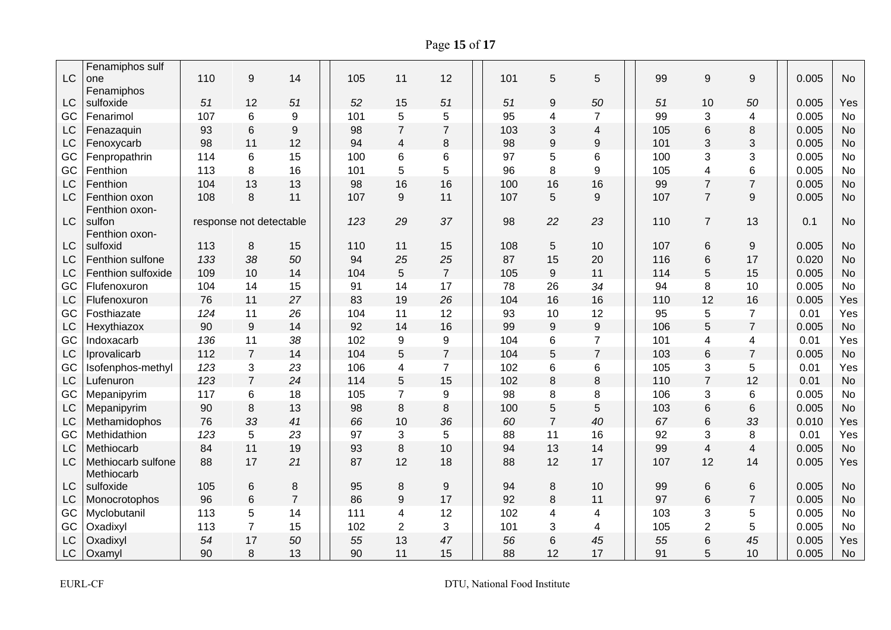| | | | | | | | | | | | | | | | | |
|---|---|---|---|---|---|---|---|---|---|---|---|---|---|---|---|---|
| LC | Fenamiphos sulfone | 110 | 9 | 14 | 105 | 11 | 12 | 101 | 5 | 5 | 99 | 9 | 9 | 0.005 | No |
| LC | Fenamiphos sulfoxide | *51* | 12 | *51* | *52* | 15 | *51* | *51* | 9 | *50* | *51* | 10 | *50* | 0.005 | Yes |
| GC | Fenarimol | 107 | 6 | 9 | 101 | 5 | 5 | 95 | 4 | 7 | 99 | 3 | 4 | 0.005 | No |
| LC | Fenazaquin | 93 | 6 | 9 | 98 | 7 | 7 | 103 | 3 | 4 | 105 | 6 | 8 | 0.005 | No |
| LC | Fenoxycarb | 98 | 11 | 12 | 94 | 4 | 8 | 98 | 9 | 9 | 101 | 3 | 3 | 0.005 | No |
| GC | Fenpropathrin | 114 | 6 | 15 | 100 | 6 | 6 | 97 | 5 | 6 | 100 | 3 | 3 | 0.005 | No |
| GC | Fenthion | 113 | 8 | 16 | 101 | 5 | 5 | 96 | 8 | 9 | 105 | 4 | 6 | 0.005 | No |
| LC | Fenthion | 104 | 13 | 13 | 98 | 16 | 16 | 100 | 16 | 16 | 99 | 7 | 7 | 0.005 | No |
| LC | Fenthion oxon | 108 | 8 | 11 | 107 | 9 | 11 | 107 | 5 | 9 | 107 | 7 | 9 | 0.005 | No |
| LC | Fenthion oxon-sulfon | response not detectable | | | *123* | *29* | *37* | 98 | *22* | 23 | 110 | 7 | 13 | 0.1 | No |
| LC | Fenthion oxon-sulfoxid | 113 | 8 | 15 | 110 | 11 | 15 | 108 | 5 | 10 | 107 | 6 | 9 | 0.005 | No |
| LC | Fenthion sulfone | *133* | *38* | *50* | 94 | *25* | 25 | 87 | 15 | 20 | 116 | 6 | 17 | 0.020 | No |
| LC | Fenthion sulfoxide | 109 | 10 | 14 | 104 | 5 | 7 | 105 | 9 | 11 | 114 | 5 | 15 | 0.005 | No |
| GC | Flufenoxuron | 104 | 14 | 15 | 91 | 14 | 17 | 78 | 26 | *34* | 94 | 8 | 10 | 0.005 | No |
| LC | Flufenoxuron | 76 | 11 | *27* | 83 | 19 | *26* | 104 | 16 | 16 | 110 | 12 | 16 | 0.005 | Yes |
| GC | Fosthiazate | *124* | 11 | *26* | 104 | 11 | 12 | 93 | 10 | 12 | 95 | 5 | 7 | 0.01 | Yes |
| LC | Hexythiazox | 90 | 9 | 14 | 92 | 14 | 16 | 99 | 9 | 9 | 106 | 5 | 7 | 0.005 | No |
| GC | Indoxacarb | *136* | 11 | *38* | 102 | 9 | 9 | 104 | 6 | 7 | 101 | 4 | 4 | 0.01 | Yes |
| LC | Iprovalicarb | 112 | 7 | 14 | 104 | 5 | 7 | 104 | 5 | 7 | 103 | 6 | 7 | 0.005 | No |
| GC | Isofenphos-methyl | *123* | 3 | *23* | 106 | 4 | 7 | 102 | 6 | 6 | 105 | 3 | 5 | 0.01 | Yes |
| LC | Lufenuron | *123* | 7 | *24* | 114 | 5 | 15 | 102 | 8 | 8 | 110 | 7 | 12 | 0.01 | No |
| GC | Mepanipyrim | 117 | 6 | 18 | 105 | 7 | 9 | 98 | 8 | 8 | 106 | 3 | 6 | 0.005 | No |
| LC | Mepanipyrim | 90 | 8 | 13 | 98 | 8 | 8 | 100 | 5 | 5 | 103 | 6 | 6 | 0.005 | No |
| LC | Methamidophos | 76 | *33* | *41* | *66* | 10 | *36* | *60* | 7 | *40* | *67* | 6 | *33* | 0.010 | Yes |
| GC | Methidathion | *123* | 5 | *23* | 97 | 3 | 5 | 88 | 11 | 16 | 92 | 3 | 8 | 0.01 | Yes |
| LC | Methiocarb | 84 | 11 | 19 | 93 | 8 | 10 | 94 | 13 | 14 | 99 | 4 | 4 | 0.005 | No |
| LC | Methiocarb sulfone | 88 | 17 | *21* | 87 | 12 | 18 | 88 | 12 | 17 | 107 | 12 | 14 | 0.005 | Yes |
| LC | Methiocarb sulfoxide | 105 | 6 | 8 | 95 | 8 | 9 | 94 | 8 | 10 | 99 | 6 | 6 | 0.005 | No |
| LC | Monocrotophos | 96 | 6 | 7 | 86 | 9 | 17 | 92 | 8 | 11 | 97 | 6 | 7 | 0.005 | No |
| GC | Myclobutanil | 113 | 5 | 14 | 111 | 4 | 12 | 102 | 4 | 4 | 103 | 3 | 5 | 0.005 | No |
| GC | Oxadixyl | 113 | 7 | 15 | 102 | 2 | 3 | 101 | 3 | 4 | 105 | 2 | 5 | 0.005 | No |
| LC | Oxadixyl | *54* | 17 | *50* | *55* | 13 | *47* | *56* | 6 | *45* | *55* | 6 | *45* | 0.005 | Yes |
| LC | Oxamyl | 90 | 8 | 13 | 90 | 11 | 15 | 88 | 12 | 17 | 91 | 5 | 10 | 0.005 | No |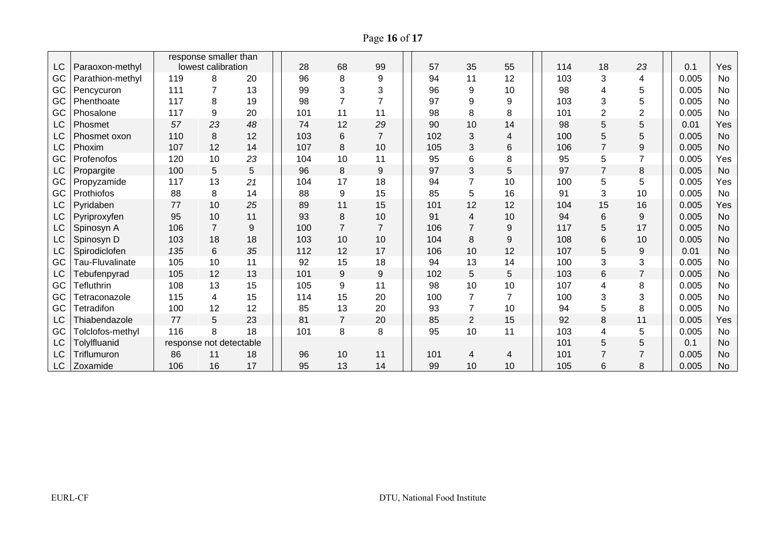| | | | | | | | | | | | | | | | |
|---|---|---|---|---|---|---|---|---|---|---|---|---|---|---|---|
| LC | Paraoxon-methyl | response smaller than lowest calibration | | | 28 | 68 | 99 | 57 | 35 | 55 | 114 | 18 | *23* | 0.1 | Yes |
| GC | Parathion-methyl | 119 | 8 | 20 | 96 | 8 | 9 | 94 | 11 | 12 | 103 | 3 | 4 | 0.005 | No |
| GC | Pencycuron | 111 | 7 | 13 | 99 | 3 | 3 | 96 | 9 | 10 | 98 | 4 | 5 | 0.005 | No |
| GC | Phenthoate | 117 | 8 | 19 | 98 | 7 | 7 | 97 | 9 | 9 | 103 | 3 | 5 | 0.005 | No |
| GC | Phosalone | 117 | 9 | 20 | 101 | 11 | 11 | 98 | 8 | 8 | 101 | 2 | 2 | 0.005 | No |
| LC | Phosmet | *57* | *23* | *48* | 74 | 12 | *29* | 90 | 10 | 14 | 98 | 5 | 5 | 0.01 | Yes |
| LC | Phosmet oxon | 110 | 8 | 12 | 103 | 6 | 7 | 102 | 3 | 4 | 100 | 5 | 5 | 0.005 | No |
| LC | Phoxim | 107 | 12 | 14 | 107 | 8 | 10 | 105 | 3 | 6 | 106 | 7 | 9 | 0.005 | No |
| GC | Profenofos | 120 | 10 | *23* | 104 | 10 | 11 | 95 | 6 | 8 | 95 | 5 | 7 | 0.005 | Yes |
| LC | Propargite | 100 | 5 | 5 | 96 | 8 | 9 | 97 | 3 | 5 | 97 | 7 | 8 | 0.005 | No |
| GC | Propyzamide | 117 | 13 | *21* | 104 | 17 | 18 | 94 | 7 | 10 | 100 | 5 | 5 | 0.005 | Yes |
| GC | Prothiofos | 88 | 8 | 14 | 88 | 9 | 15 | 85 | 5 | 16 | 91 | 3 | 10 | 0.005 | No |
| LC | Pyridaben | 77 | 10 | *25* | 89 | 11 | 15 | 101 | 12 | 12 | 104 | 15 | 16 | 0.005 | Yes |
| LC | Pyriproxyfen | 95 | 10 | 11 | 93 | 8 | 10 | 91 | 4 | 10 | 94 | 6 | 9 | 0.005 | No |
| LC | Spinosyn A | 106 | 7 | 9 | 100 | 7 | 7 | 106 | 7 | 9 | 117 | 5 | 17 | 0.005 | No |
| LC | Spinosyn D | 103 | 18 | 18 | 103 | 10 | 10 | 104 | 8 | 9 | 108 | 6 | 10 | 0.005 | No |
| LC | Spirodiclofen | *135* | 6 | *35* | 112 | 12 | 17 | 106 | 10 | 12 | 107 | 5 | 9 | 0.01 | No |
| GC | Tau-Fluvalinate | 105 | 10 | 11 | 92 | 15 | 18 | 94 | 13 | 14 | 100 | 3 | 3 | 0.005 | No |
| LC | Tebufenpyrad | 105 | 12 | 13 | 101 | 9 | 9 | 102 | 5 | 5 | 103 | 6 | 7 | 0.005 | No |
| GC | Tefluthrin | 108 | 13 | 15 | 105 | 9 | 11 | 98 | 10 | 10 | 107 | 4 | 8 | 0.005 | No |
| GC | Tetraconazole | 115 | 4 | 15 | 114 | 15 | 20 | 100 | 7 | 7 | 100 | 3 | 3 | 0.005 | No |
| GC | Tetradifon | 100 | 12 | 12 | 85 | 13 | 20 | 93 | 7 | 10 | 94 | 5 | 8 | 0.005 | No |
| LC | Thiabendazole | 77 | 5 | 23 | 81 | 7 | 20 | 85 | 2 | 15 | 92 | 8 | 11 | 0.005 | Yes |
| GC | Tolclofos-methyl | 116 | 8 | 18 | 101 | 8 | 8 | 95 | 10 | 11 | 103 | 4 | 5 | 0.005 | No |
| LC | Tolylfluanid | response not detectable | | | | | | | | | 101 | 5 | 5 | 0.1 | No |
| LC | Triflumuron | 86 | 11 | 18 | 96 | 10 | 11 | 101 | 4 | 4 | 101 | 7 | 7 | 0.005 | No |
| LC | Zoxamide | 106 | 16 | 17 | 95 | 13 | 14 | 99 | 10 | 10 | 105 | 6 | 8 | 0.005 | No |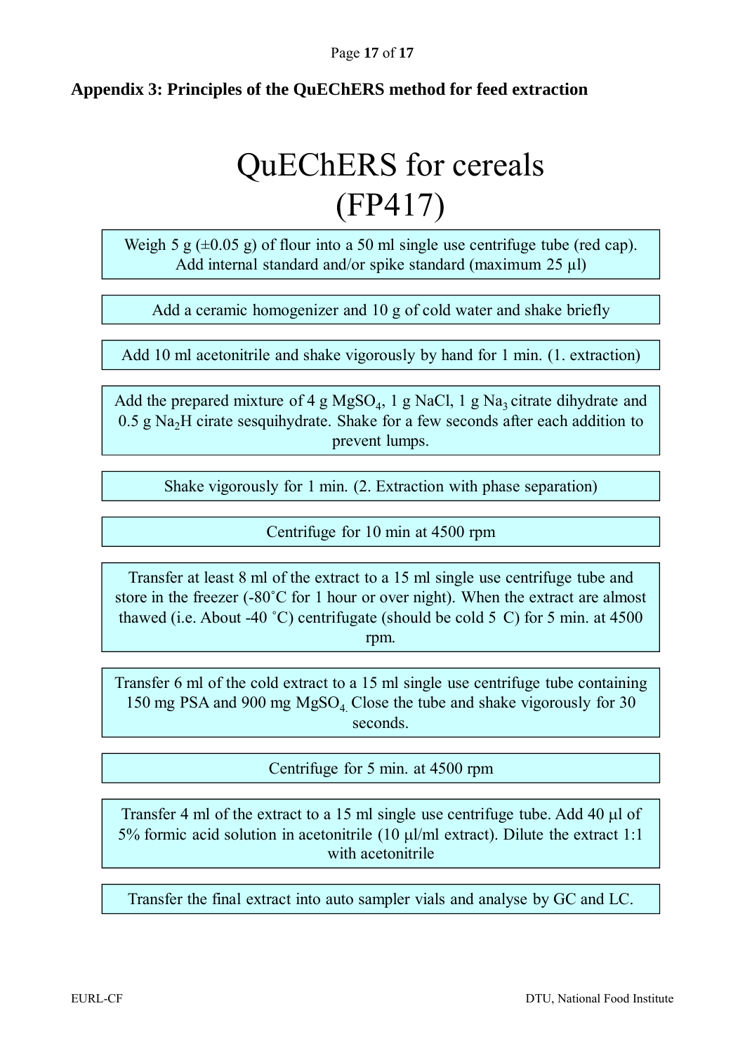## Appendix 3: Principles of the QuEChERS method for feed extraction

# QuEChERS for cereals (FP417)

Weigh 5 g (±0.05 g) of flour into a 50 ml single use centrifuge tube (red cap). Add internal standard and/or spike standard (maximum 25 µl)

Add a ceramic homogenizer and 10 g of cold water and shake briefly

Add 10 ml acetonitrile and shake vigorously by hand for 1 min. (1. extraction)

Add the prepared mixture of 4 g $MgSO_4$, 1 g NaCl, 1 g $Na_3$ citrate dihydrate and 0.5 g $Na_2H$ cirate sesquihydrate. Shake for a few seconds after each addition to prevent lumps.

Shake vigorously for 1 min. (2. Extraction with phase separation)

Centrifuge for 10 min at 4500 rpm

Transfer at least 8 ml of the extract to a 15 ml single use centrifuge tube and store in the freezer (-80˚C for 1 hour or over night). When the extract are almost thawed (i.e. About -40 ˚C) centrifugate (should be cold 5 C) for 5 min. at 4500 rpm.

Transfer 6 ml of the cold extract to a 15 ml single use centrifuge tube containing 150 mg PSA and 900 mg $MgSO_4$. Close the tube and shake vigorously for 30 seconds.

Centrifuge for 5 min. at 4500 rpm

Transfer 4 ml of the extract to a 15 ml single use centrifuge tube. Add 40 µl of 5% formic acid solution in acetonitrile (10 µl/ml extract). Dilute the extract 1:1 with acetonitrile

Transfer the final extract into auto sampler vials and analyse by GC and LC.